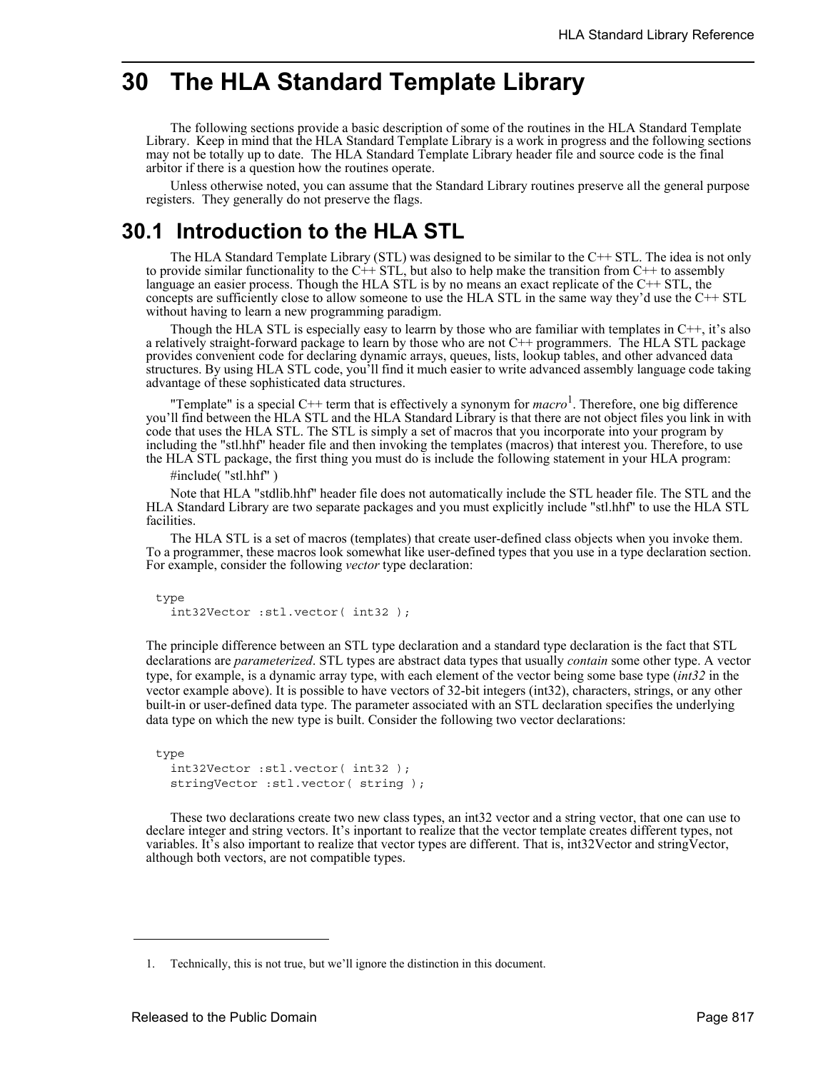# 30 The HLA Standard Template Library

The following sections provide a basic description of some of the routines in the HLA Standard Template Library. Keep in mind that the HLA Standard Template Library is a work in progress and the following sections may not be totally up to date. The HLA Standard Template Library header file and source code is the final arbitor if there is a question how the routines operate.

Unless otherwise noted, you can assume that the Standard Library routines preserve all the general purpose registers. They generally do not preserve the flags.

## 30.1 Introduction to the HLA STL

The HLA Standard Template Library (STL) was designed to be similar to the C++ STL. The idea is not only to provide similar functionality to the C++ STL, but also to help make the transition from C++ to assembly language an easier process. Though the HLA STL is by no means an exact replicate of the C++ STL, the concepts are sufficiently close to allow someone to use the HLA STL in the same way they'd use the C++ STL without having to learn a new programming paradigm.

Though the HLA STL is especially easy to learrn by those who are familiar with templates in C++, it's also a relatively straight-forward package to learn by those who are not C++ programmers. The HLA STL package provides convenient code for declaring dynamic arrays, queues, lists, lookup tables, and other advanced data structures. By using HLA STL code, you'll find it much easier to write advanced assembly language code taking advantage of these sophisticated data structures.

"Template" is a special C++ term that is effectively a synonym for *macro*[1]. Therefore, one big difference you'll find between the HLA STL and the HLA Standard Library is that there are not object files you link in with code that uses the HLA STL. The STL is simply a set of macros that you incorporate into your program by including the "stl.hhf" header file and then invoking the templates (macros) that interest you. Therefore, to use the HLA STL package, the first thing you must do is include the following statement in your HLA program:

#include( "stl.hhf" )

Note that HLA "stdlib.hhf" header file does not automatically include the STL header file. The STL and the HLA Standard Library are two separate packages and you must explicitly include "stl.hhf" to use the HLA STL facilities.

The HLA STL is a set of macros (templates) that create user-defined class objects when you invoke them. To a programmer, these macros look somewhat like user-defined types that you use in a type declaration section. For example, consider the following *vector* type declaration:

```
type
   int32Vector :stl.vector( int32 );
```

The principle difference between an STL type declaration and a standard type declaration is the fact that STL declarations are *parameterized*. STL types are abstract data types that usually *contain* some other type. A vector type, for example, is a dynamic array type, with each element of the vector being some base type (*int32* in the vector example above). It is possible to have vectors of 32-bit integers (int32), characters, strings, or any other built-in or user-defined data type. The parameter associated with an STL declaration specifies the underlying data type on which the new type is built. Consider the following two vector declarations:

```
type
   int32Vector :stl.vector( int32 );
   stringVector :stl.vector( string );
```

These two declarations create two new class types, an int32 vector and a string vector, that one can use to declare integer and string vectors. It's inportant to realize that the vector template creates different types, not variables. It's also important to realize that vector types are different. That is, int32Vector and stringVector, although both vectors, are not compatible types.

1. Technically, this is not true, but we'll ignore the distinction in this document.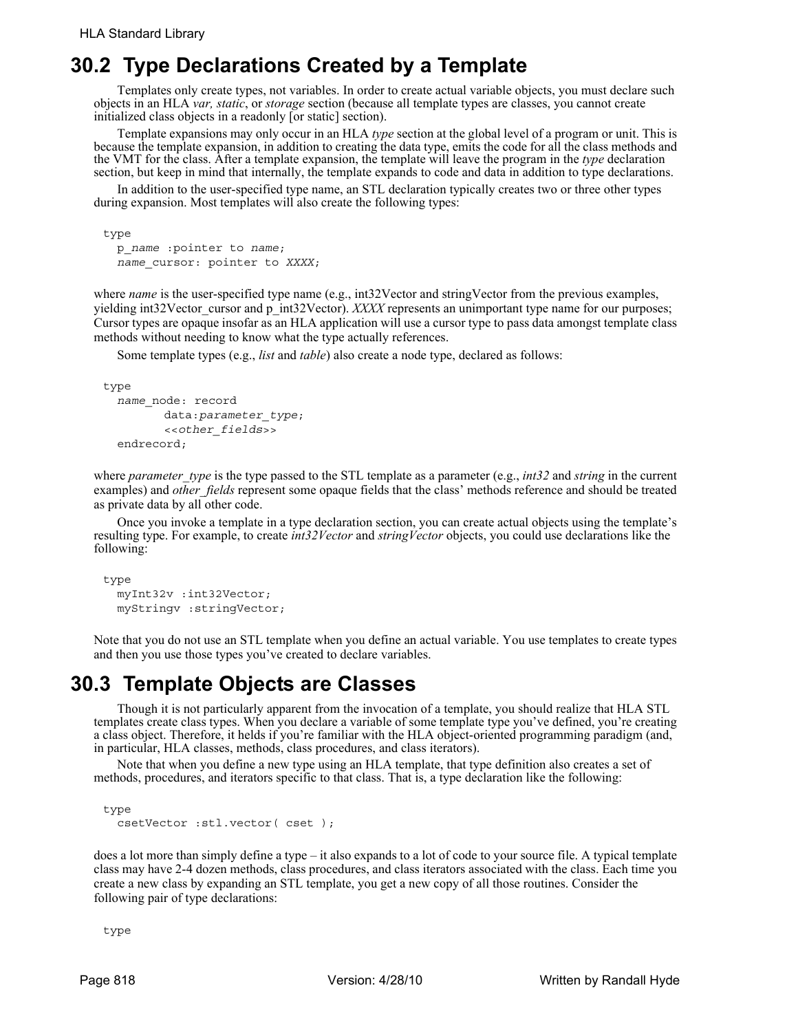## 30.2 Type Declarations Created by a Template

Templates only create types, not variables. In order to create actual variable objects, you must declare such objects in an HLA *var, static*, or *storage* section (because all template types are classes, you cannot create initialized class objects in a readonly [or static] section).

Template expansions may only occur in an HLA *type* section at the global level of a program or unit. This is because the template expansion, in addition to creating the data type, emits the code for all the class methods and the VMT for the class. After a template expansion, the template will leave the program in the *type* declaration section, but keep in mind that internally, the template expands to code and data in addition to type declarations.

In addition to the user-specified type name, an STL declaration typically creates two or three other types during expansion. Most templates will also create the following types:

```
type
  p_name :pointer to name;
  name_cursor: pointer to XXXX;
```

where *name* is the user-specified type name (e.g., int32Vector and stringVector from the previous examples, yielding int32Vector_cursor and p_int32Vector). *XXXX* represents an unimportant type name for our purposes; Cursor types are opaque insofar as an HLA application will use a cursor type to pass data amongst template class methods without needing to know what the type actually references.

Some template types (e.g., *list* and *table*) also create a node type, declared as follows:

```
type
  name_node: record
        data:parameter_type;
        <<other_fields>>
  endrecord;
```

where *parameter_type* is the type passed to the STL template as a parameter (e.g., *int32* and *string* in the current examples) and *other_fields* represent some opaque fields that the class' methods reference and should be treated as private data by all other code.

Once you invoke a template in a type declaration section, you can create actual objects using the template's resulting type. For example, to create *int32Vector* and *stringVector* objects, you could use declarations like the following:

```
type
  myInt32v :int32Vector;
  myStringv :stringVector;
```

Note that you do not use an STL template when you define an actual variable. You use templates to create types and then you use those types you've created to declare variables.

## 30.3 Template Objects are Classes

Though it is not particularly apparent from the invocation of a template, you should realize that HLA STL templates create class types. When you declare a variable of some template type you've defined, you're creating a class object. Therefore, it helds if you're familiar with the HLA object-oriented programming paradigm (and, in particular, HLA classes, methods, class procedures, and class iterators).

Note that when you define a new type using an HLA template, that type definition also creates a set of methods, procedures, and iterators specific to that class. That is, a type declaration like the following:

```
type
  csetVector :stl.vector( cset );
```

does a lot more than simply define a type – it also expands to a lot of code to your source file. A typical template class may have 2-4 dozen methods, class procedures, and class iterators associated with the class. Each time you create a new class by expanding an STL template, you get a new copy of all those routines. Consider the following pair of type declarations:

```
type
```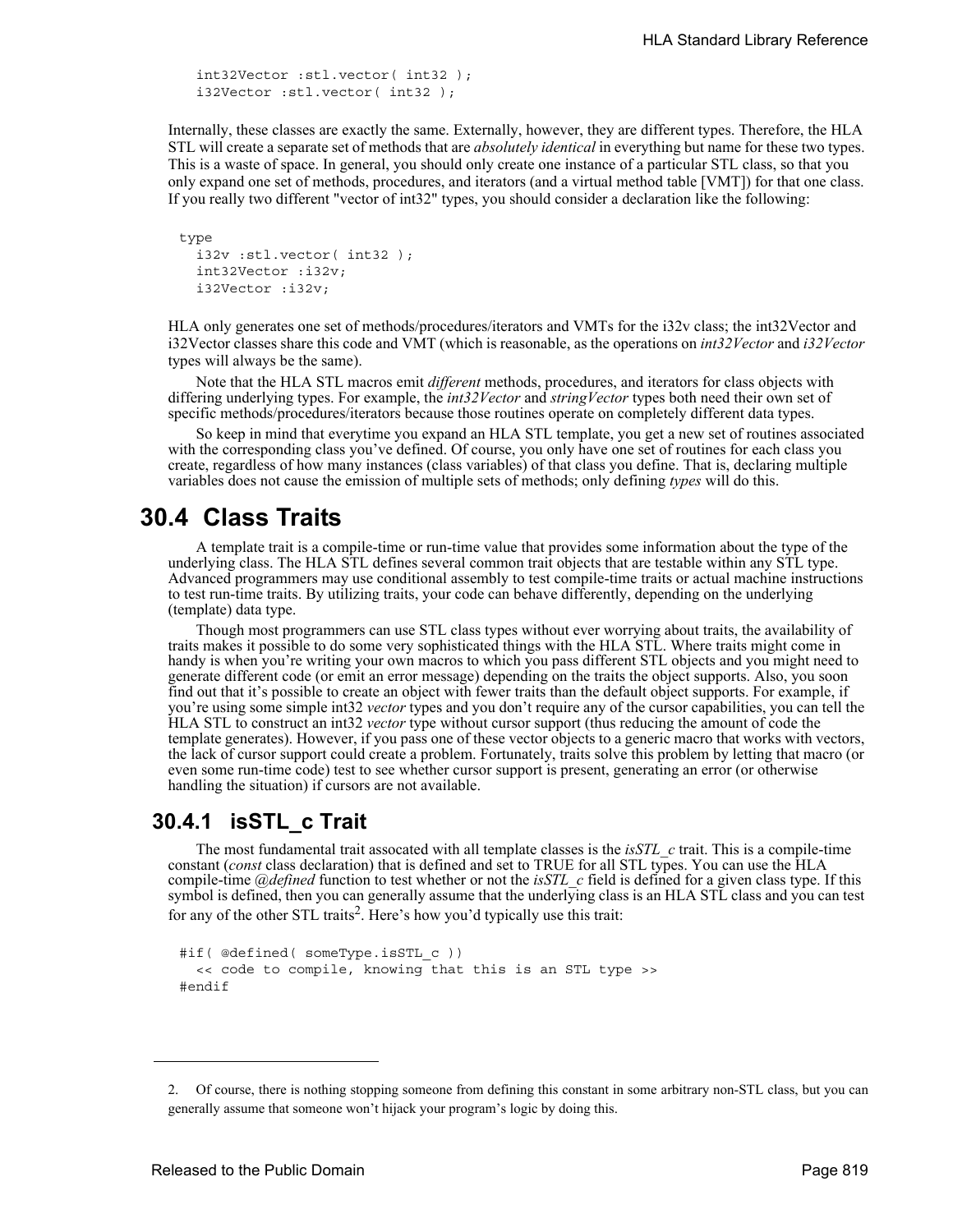```
int32Vector :stl.vector( int32 );
i32Vector :stl.vector( int32 );
```

Internally, these classes are exactly the same. Externally, however, they are different types. Therefore, the HLA STL will create a separate set of methods that are *absolutely identical* in everything but name for these two types. This is a waste of space. In general, you should only create one instance of a particular STL class, so that you only expand one set of methods, procedures, and iterators (and a virtual method table [VMT]) for that one class. If you really two different "vector of int32" types, you should consider a declaration like the following:

```
type
  i32v :stl.vector( int32 );
  int32Vector :i32v;
  i32Vector :i32v;
```

HLA only generates one set of methods/procedures/iterators and VMTs for the i32v class; the int32Vector and i32Vector classes share this code and VMT (which is reasonable, as the operations on *int32Vector* and *i32Vector* types will always be the same).

Note that the HLA STL macros emit *different* methods, procedures, and iterators for class objects with differing underlying types. For example, the *int32Vector* and *stringVector* types both need their own set of specific methods/procedures/iterators because those routines operate on completely different data types.

So keep in mind that everytime you expand an HLA STL template, you get a new set of routines associated with the corresponding class you've defined. Of course, you only have one set of routines for each class you create, regardless of how many instances (class variables) of that class you define. That is, declaring multiple variables does not cause the emission of multiple sets of methods; only defining *types* will do this.

## 30.4 Class Traits

A template trait is a compile-time or run-time value that provides some information about the type of the underlying class. The HLA STL defines several common trait objects that are testable within any STL type. Advanced programmers may use conditional assembly to test compile-time traits or actual machine instructions to test run-time traits. By utilizing traits, your code can behave differently, depending on the underlying (template) data type.

Though most programmers can use STL class types without ever worrying about traits, the availability of traits makes it possible to do some very sophisticated things with the HLA STL. Where traits might come in handy is when you're writing your own macros to which you pass different STL objects and you might need to generate different code (or emit an error message) depending on the traits the object supports. Also, you soon find out that it's possible to create an object with fewer traits than the default object supports. For example, if you're using some simple int32 *vector* types and you don't require any of the cursor capabilities, you can tell the HLA STL to construct an int32 *vector* type without cursor support (thus reducing the amount of code the template generates). However, if you pass one of these vector objects to a generic macro that works with vectors, the lack of cursor support could create a problem. Fortunately, traits solve this problem by letting that macro (or even some run-time code) test to see whether cursor support is present, generating an error (or otherwise handling the situation) if cursors are not available.

### 30.4.1 isSTL_c Trait

The most fundamental trait assocated with all template classes is the *isSTL_c* trait. This is a compile-time constant (*const* class declaration) that is defined and set to TRUE for all STL types. You can use the HLA compile-time *@defined* function to test whether or not the *isSTL_c* field is defined for a given class type. If this symbol is defined, then you can generally assume that the underlying class is an HLA STL class and you can test for any of the other STL traits[2]. Here's how you'd typically use this trait:

```
#if( @defined( someType.isSTL_c ))
  << code to compile, knowing that this is an STL type >>
#endif
```

2. Of course, there is nothing stopping someone from defining this constant in some arbitrary non-STL class, but you can generally assume that someone won't hijack your program's logic by doing this.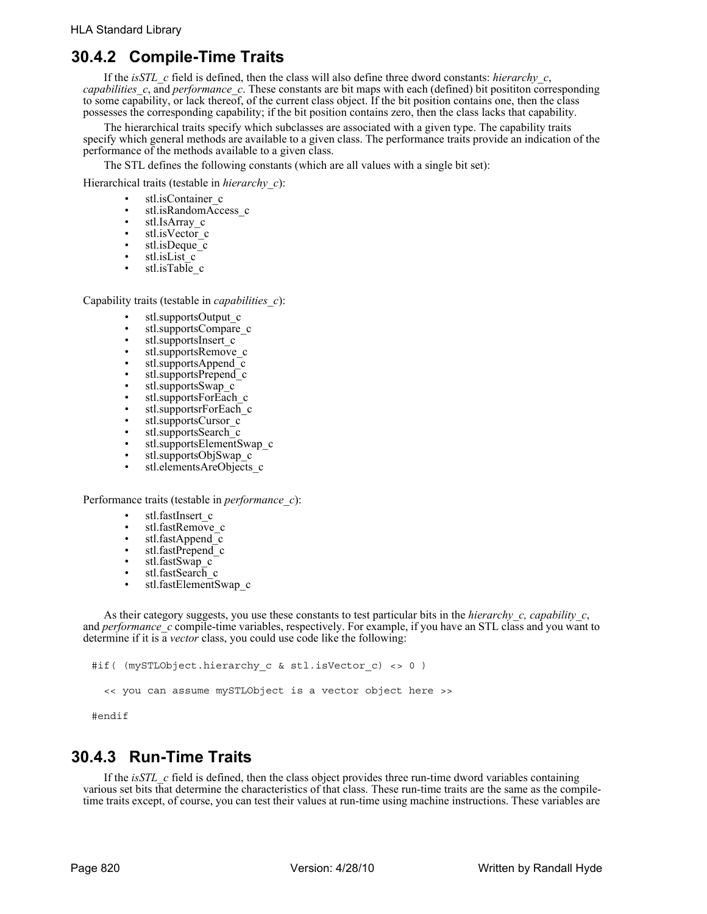## 30.4.2 Compile-Time Traits

If the *isSTL_c* field is defined, then the class will also define three dword constants: *hierarchy_c*, *capabilities_c*, and *performance_c*. These constants are bit maps with each (defined) bit positiion corresponding to some capability, or lack thereof, of the current class object. If the bit position contains one, then the class possesses the corresponding capability; if the bit position contains zero, then the class lacks that capability.

The hierarchical traits specify which subclasses are associated with a given type. The capability traits specify which general methods are available to a given class. The performance traits provide an indication of the performance of the methods available to a given class.

The STL defines the following constants (which are all values with a single bit set):

Hierarchical traits (testable in *hierarchy_c*):

- stl.isContainer_c
- stl.isRandomAccess_c
- stl.IsArray_c
- stl.isVector_c
- stl.isDeque_c
- stl.isList_c
- stl.isTable_c

Capability traits (testable in *capabilities_c*):

- stl.supportsOutput_c
- stl.supportsCompare_c
- stl.supportsInsert_c
- stl.supportsRemove_c
- stl.supportsAppend_c
- stl.supportsPrepend_c
- stl.supportsSwap_c
- stl.supportsForEach_c
- stl.supportsrForEach_c
- stl.supportsCursor_c
- stl.supportsSearch_c
- stl.supportsElementSwap_c
- stl.supportsObjSwap_c
- stl.elementsAreObjects_c

Performance traits (testable in *performance_c*):

- stl.fastInsert_c
- stl.fastRemove_c
- stl.fastAppend_c
- stl.fastPrepend_c
- stl.fastSwap_c
- stl.fastSearch_c
- stl.fastElementSwap_c

As their category suggests, you use these constants to test particular bits in the *hierarchy_c, capability_c*, and *performance_c* compile-time variables, respectively. For example, if you have an STL class and you want to determine if it is a *vector* class, you could use code like the following:

```
#if( (mySTLObject.hierarchy_c & stl.isVector_c) <> 0 )

   << you can assume mySTLObject is a vector object here >>

#endif
```

## 30.4.3 Run-Time Traits

If the *isSTL_c* field is defined, then the class object provides three run-time dword variables containing various set bits that determine the characteristics of that class. These run-time traits are the same as the compile-time traits except, of course, you can test their values at run-time using machine instructions. These variables are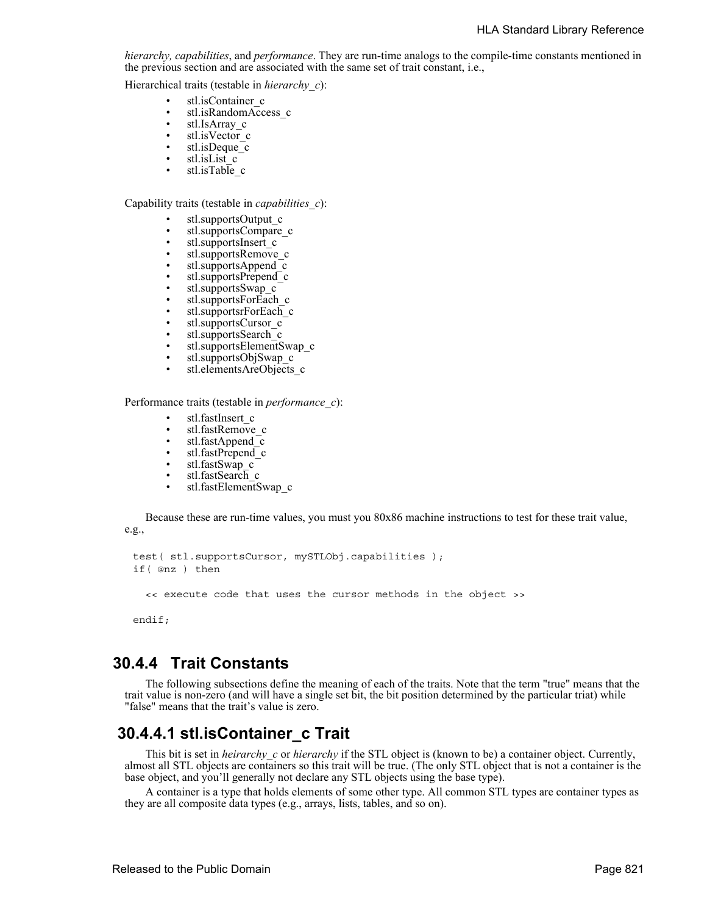*hierarchy, capabilities*, and *performance*. They are run-time analogs to the compile-time constants mentioned in the previous section and are associated with the same set of trait constant, i.e.,

Hierarchical traits (testable in *hierarchy_c*):

- stl.isContainer_c
- stl.isRandomAccess_c
- stl.IsArray_c
- stl.isVector_c
- stl.isDeque_c
- stl.isList_c
- stl.isTable_c

Capability traits (testable in *capabilities_c*):

- stl.supportsOutput_c
- stl.supportsCompare_c
- stl.supportsInsert_c
- stl.supportsRemove_c
- stl.supportsAppend_c
- stl.supportsPrepend_c
- stl.supportsSwap_c
- stl.supportsForEach_c
- stl.supportsrForEach_c
- stl.supportsCursor_c
- stl.supportsSearch_c
- stl.supportsElementSwap_c
- stl.supportsObjSwap_c
- stl.elementsAreObjects_c

Performance traits (testable in *performance_c*):

- stl.fastInsert_c
- stl.fastRemove_c
- stl.fastAppend_c
- stl.fastPrepend_c
- stl.fastSwap_c
- stl.fastSearch_c
- stl.fastElementSwap_c

Because these are run-time values, you must you 80x86 machine instructions to test for these trait value, e.g.,

```
test( stl.supportsCursor, mySTLObj.capabilities );
if( @nz ) then

  << execute code that uses the cursor methods in the object >>

endif;
```

## 30.4.4 Trait Constants

The following subsections define the meaning of each of the traits. Note that the term "true" means that the trait value is non-zero (and will have a single set bit, the bit position determined by the particular triat) while "false" means that the trait's value is zero.

### 30.4.4.1 stl.isContainer_c Trait

This bit is set in *heirarchy_c* or *hierarchy* if the STL object is (known to be) a container object. Currently, almost all STL objects are containers so this trait will be true. (The only STL object that is not a container is the base object, and you'll generally not declare any STL objects using the base type).

A container is a type that holds elements of some other type. All common STL types are container types as they are all composite data types (e.g., arrays, lists, tables, and so on).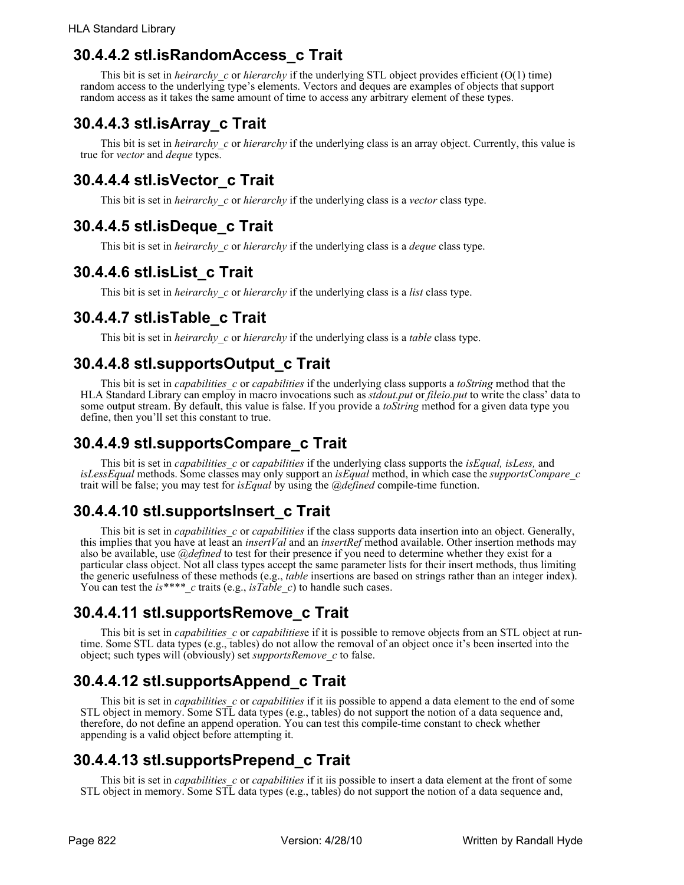## 30.4.4.2 stl.isRandomAccess_c Trait

This bit is set in *heirarchy_c* or *hierarchy* if the underlying STL object provides efficient (O(1) time) random access to the underlying type's elements. Vectors and deques are examples of objects that support random access as it takes the same amount of time to access any arbitrary element of these types.

## 30.4.4.3 stl.isArray_c Trait

This bit is set in *heirarchy_c* or *hierarchy* if the underlying class is an array object. Currently, this value is true for *vector* and *deque* types.

## 30.4.4.4 stl.isVector_c Trait

This bit is set in *heirarchy_c* or *hierarchy* if the underlying class is a *vector* class type.

## 30.4.4.5 stl.isDeque_c Trait

This bit is set in *heirarchy_c* or *hierarchy* if the underlying class is a *deque* class type.

## 30.4.4.6 stl.isList_c Trait

This bit is set in *heirarchy_c* or *hierarchy* if the underlying class is a *list* class type.

## 30.4.4.7 stl.isTable_c Trait

This bit is set in *heirarchy_c* or *hierarchy* if the underlying class is a *table* class type.

## 30.4.4.8 stl.supportsOutput_c Trait

This bit is set in *capabilities_c* or *capabilities* if the underlying class supports a *toString* method that the HLA Standard Library can employ in macro invocations such as *stdout.put* or *fileio.put* to write the class' data to some output stream. By default, this value is false. If you provide a *toString* method for a given data type you define, then you'll set this constant to true.

## 30.4.4.9 stl.supportsCompare_c Trait

This bit is set in *capabilities_c* or *capabilities* if the underlying class supports the *isEqual, isLess,* and *isLessEqual* methods. Some classes may only support an *isEqual* method, in which case the *supportsCompare_c* trait will be false; you may test for *isEqual* by using the *@defined* compile-time function.

## 30.4.4.10 stl.supportsInsert_c Trait

This bit is set in *capabilities_c* or *capabilities* if the class supports data insertion into an object. Generally, this implies that you have at least an *insertVal* and an *insertRef* method available. Other insertion methods may also be available, use *@defined* to test for their presence if you need to determine whether they exist for a particular class object. Not all class types accept the same parameter lists for their insert methods, thus limiting the generic usefulness of these methods (e.g., *table* insertions are based on strings rather than an integer index). You can test the *is****_c* traits (e.g., *isTable_c*) to handle such cases.

## 30.4.4.11 stl.supportsRemove_c Trait

This bit is set in *capabilities_c* or *capabilitiese* if it is possible to remove objects from an STL object at run-time. Some STL data types (e.g., tables) do not allow the removal of an object once it's been inserted into the object; such types will (obviously) set *supportsRemove_c* to false.

## 30.4.4.12 stl.supportsAppend_c Trait

This bit is set in *capabilities_c* or *capabilities* if it iis possible to append a data element to the end of some STL object in memory. Some STL data types (e.g., tables) do not support the notion of a data sequence and, therefore, do not define an append operation. You can test this compile-time constant to check whether appending is a valid object before attempting it.

## 30.4.4.13 stl.supportsPrepend_c Trait

This bit is set in *capabilities_c* or *capabilities* if it iis possible to insert a data element at the front of some STL object in memory. Some STL data types (e.g., tables) do not support the notion of a data sequence and,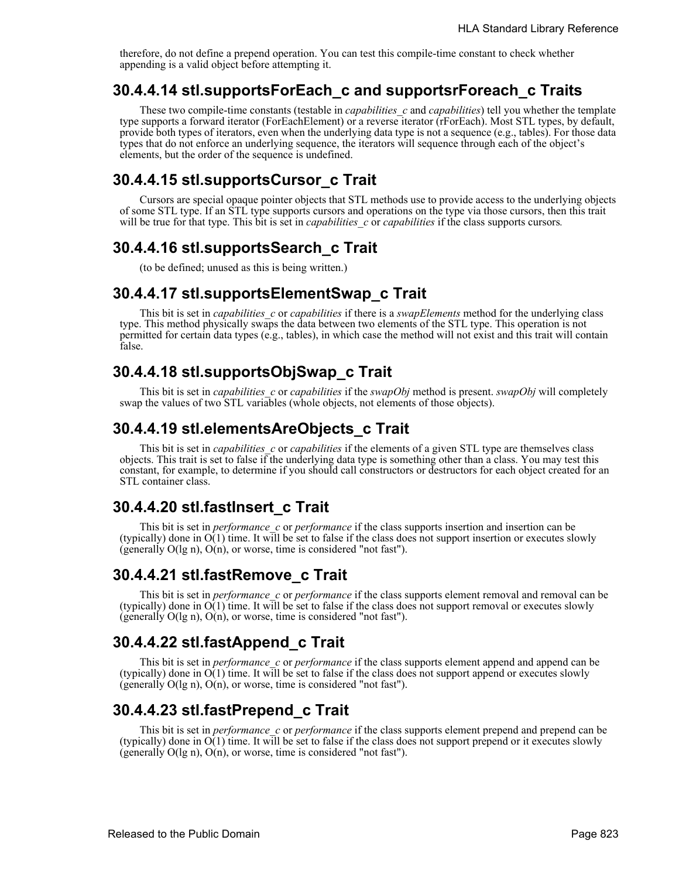therefore, do not define a prepend operation. You can test this compile-time constant to check whether appending is a valid object before attempting it.

### 30.4.4.14 stl.supportsForEach_c and supportsrForeach_c Traits

These two compile-time constants (testable in *capabilities_c* and *capabilities*) tell you whether the template type supports a forward iterator (ForEachElement) or a reverse iterator (rForEach). Most STL types, by default, provide both types of iterators, even when the underlying data type is not a sequence (e.g., tables). For those data types that do not enforce an underlying sequence, the iterators will sequence through each of the object's elements, but the order of the sequence is undefined.

### 30.4.4.15 stl.supportsCursor_c Trait

Cursors are special opaque pointer objects that STL methods use to provide access to the underlying objects of some STL type. If an STL type supports cursors and operations on the type via those cursors, then this trait will be true for that type. This bit is set in *capabilities_c* or *capabilities* if the class supports cursors.

### 30.4.4.16 stl.supportsSearch_c Trait

(to be defined; unused as this is being written.)

### 30.4.4.17 stl.supportsElementSwap_c Trait

This bit is set in *capabilities_c* or *capabilities* if there is a *swapElements* method for the underlying class type. This method physically swaps the data between two elements of the STL type. This operation is not permitted for certain data types (e.g., tables), in which case the method will not exist and this trait will contain false.

### 30.4.4.18 stl.supportsObjSwap_c Trait

This bit is set in *capabilities_c* or *capabilities* if the *swapObj* method is present. *swapObj* will completely swap the values of two STL variables (whole objects, not elements of those objects).

### 30.4.4.19 stl.elementsAreObjects_c Trait

This bit is set in *capabilities_c* or *capabilities* if the elements of a given STL type are themselves class objects. This trait is set to false if the underlying data type is something other than a class. You may test this constant, for example, to determine if you should call constructors or destructors for each object created for an STL container class.

### 30.4.4.20 stl.fastInsert_c Trait

This bit is set in *performance_c* or *performance* if the class supports insertion and insertion can be (typically) done in O(1) time. It will be set to false if the class does not support insertion or executes slowly (generally O(lg n), O(n), or worse, time is considered "not fast").

### 30.4.4.21 stl.fastRemove_c Trait

This bit is set in *performance_c* or *performance* if the class supports element removal and removal can be (typically) done in O(1) time. It will be set to false if the class does not support removal or executes slowly (generally O(lg n), O(n), or worse, time is considered "not fast").

### 30.4.4.22 stl.fastAppend_c Trait

This bit is set in *performance_c* or *performance* if the class supports element append and append can be (typically) done in O(1) time. It will be set to false if the class does not support append or executes slowly (generally O(lg n), O(n), or worse, time is considered "not fast").

### 30.4.4.23 stl.fastPrepend_c Trait

This bit is set in *performance_c* or *performance* if the class supports element prepend and prepend can be (typically) done in O(1) time. It will be set to false if the class does not support prepend or it executes slowly (generally O(lg n), O(n), or worse, time is considered "not fast").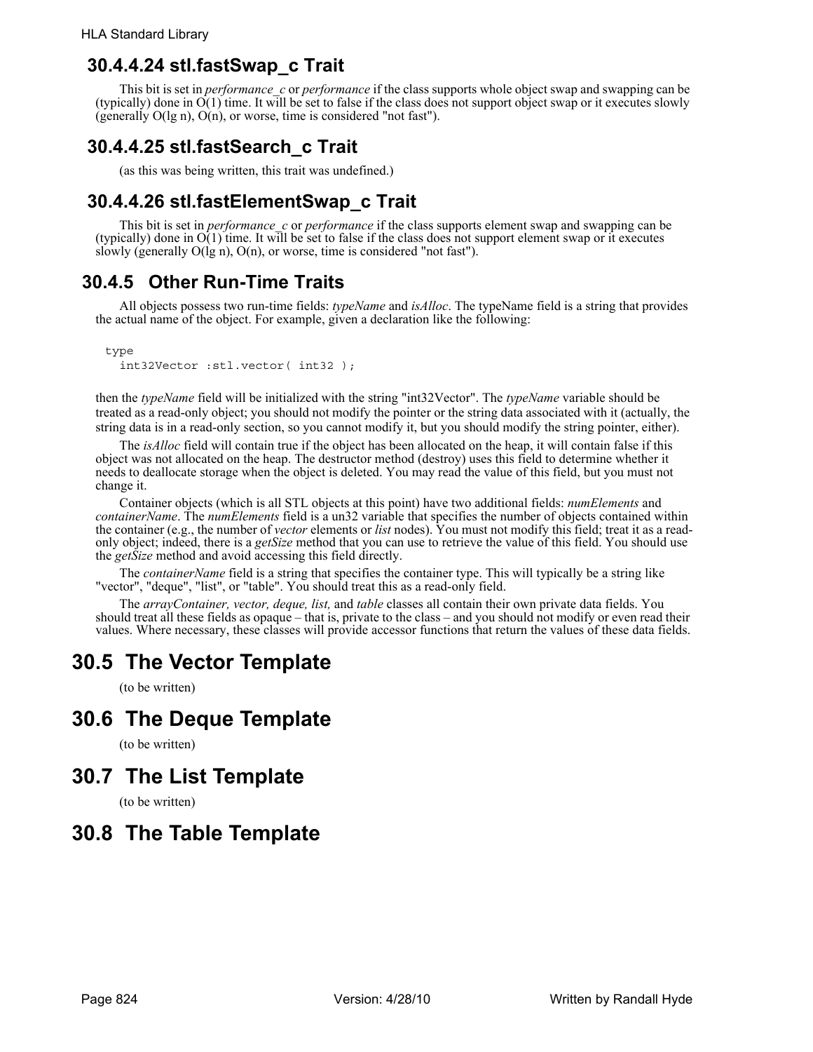### 30.4.4.24 stl.fastSwap_c Trait

This bit is set in *performance_c* or *performance* if the class supports whole object swap and swapping can be (typically) done in O(1) time. It will be set to false if the class does not support object swap or it executes slowly (generally O(lg n), O(n), or worse, time is considered "not fast").

### 30.4.4.25 stl.fastSearch_c Trait

(as this was being written, this trait was undefined.)

### 30.4.4.26 stl.fastElementSwap_c Trait

This bit is set in *performance_c* or *performance* if the class supports element swap and swapping can be (typically) done in O(1) time. It will be set to false if the class does not support element swap or it executes slowly (generally O(lg n), O(n), or worse, time is considered "not fast").

## 30.4.5 Other Run-Time Traits

All objects possess two run-time fields: *typeName* and *isAlloc*. The typeName field is a string that provides the actual name of the object. For example, given a declaration like the following:

```
type
  int32Vector :stl.vector( int32 );
```

then the *typeName* field will be initialized with the string "int32Vector". The *typeName* variable should be treated as a read-only object; you should not modify the pointer or the string data associated with it (actually, the string data is in a read-only section, so you cannot modify it, but you should modify the string pointer, either).

The *isAlloc* field will contain true if the object has been allocated on the heap, it will contain false if this object was not allocated on the heap. The destructor method (destroy) uses this field to determine whether it needs to deallocate storage when the object is deleted. You may read the value of this field, but you must not change it.

Container objects (which is all STL objects at this point) have two additional fields: *numElements* and *containerName*. The *numElements* field is a un32 variable that specifies the number of objects contained within the container (e.g., the number of *vector* elements or *list* nodes). You must not modify this field; treat it as a read-only object; indeed, there is a *getSize* method that you can use to retrieve the value of this field. You should use the *getSize* method and avoid accessing this field directly.

The *containerName* field is a string that specifies the container type. This will typically be a string like "vector", "deque", "list", or "table". You should treat this as a read-only field.

The *arrayContainer, vector, deque, list,* and *table* classes all contain their own private data fields. You should treat all these fields as opaque – that is, private to the class – and you should not modify or even read their values. Where necessary, these classes will provide accessor functions that return the values of these data fields.

# 30.5 The Vector Template

(to be written)

# 30.6 The Deque Template

(to be written)

# 30.7 The List Template

(to be written)

# 30.8 The Table Template